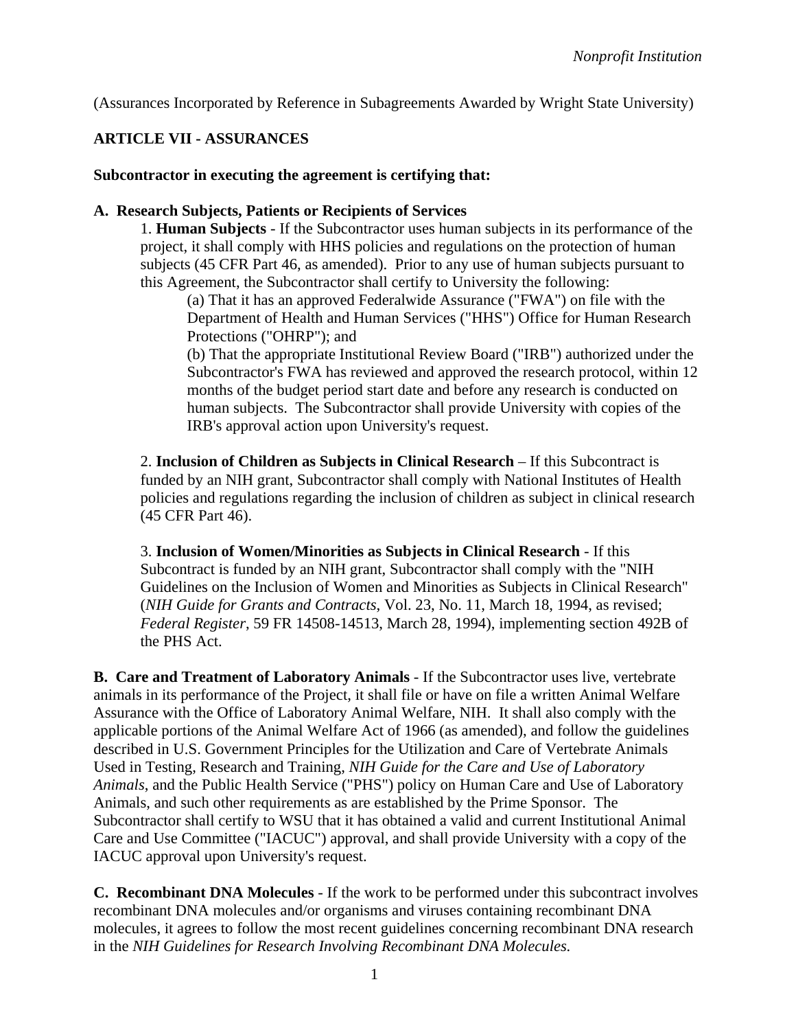*Nonprofit Institution*

(Assurances Incorporated by Reference in Subagreements Awarded by Wright State University)

**ARTICLE VII - ASSURANCES**

**Subcontractor in executing the agreement is certifying that:**

**A. Research Subjects, Patients or Recipients of Services**

1. **Human Subjects** - If the Subcontractor uses human subjects in its performance of the project, it shall comply with HHS policies and regulations on the protection of human subjects (45 CFR Part 46, as amended). Prior to any use of human subjects pursuant to this Agreement, the Subcontractor shall certify to University the following:

   (a) That it has an approved Federalwide Assurance ("FWA") on file with the Department of Health and Human Services ("HHS") Office for Human Research Protections ("OHRP"); and

   (b) That the appropriate Institutional Review Board ("IRB") authorized under the Subcontractor's FWA has reviewed and approved the research protocol, within 12 months of the budget period start date and before any research is conducted on human subjects. The Subcontractor shall provide University with copies of the IRB's approval action upon University's request.

2. **Inclusion of Children as Subjects in Clinical Research** – If this Subcontract is funded by an NIH grant, Subcontractor shall comply with National Institutes of Health policies and regulations regarding the inclusion of children as subject in clinical research (45 CFR Part 46).

3. **Inclusion of Women/Minorities as Subjects in Clinical Research** - If this Subcontract is funded by an NIH grant, Subcontractor shall comply with the "NIH Guidelines on the Inclusion of Women and Minorities as Subjects in Clinical Research" (*NIH Guide for Grants and Contracts*, Vol. 23, No. 11, March 18, 1994, as revised; *Federal Register*, 59 FR 14508-14513, March 28, 1994), implementing section 492B of the PHS Act.

**B. Care and Treatment of Laboratory Animals** - If the Subcontractor uses live, vertebrate animals in its performance of the Project, it shall file or have on file a written Animal Welfare Assurance with the Office of Laboratory Animal Welfare, NIH. It shall also comply with the applicable portions of the Animal Welfare Act of 1966 (as amended), and follow the guidelines described in U.S. Government Principles for the Utilization and Care of Vertebrate Animals Used in Testing, Research and Training, *NIH Guide for the Care and Use of Laboratory Animals*, and the Public Health Service ("PHS") policy on Human Care and Use of Laboratory Animals, and such other requirements as are established by the Prime Sponsor. The Subcontractor shall certify to WSU that it has obtained a valid and current Institutional Animal Care and Use Committee ("IACUC") approval, and shall provide University with a copy of the IACUC approval upon University's request.

**C. Recombinant DNA Molecules** - If the work to be performed under this subcontract involves recombinant DNA molecules and/or organisms and viruses containing recombinant DNA molecules, it agrees to follow the most recent guidelines concerning recombinant DNA research in the *NIH Guidelines for Research Involving Recombinant DNA Molecules.*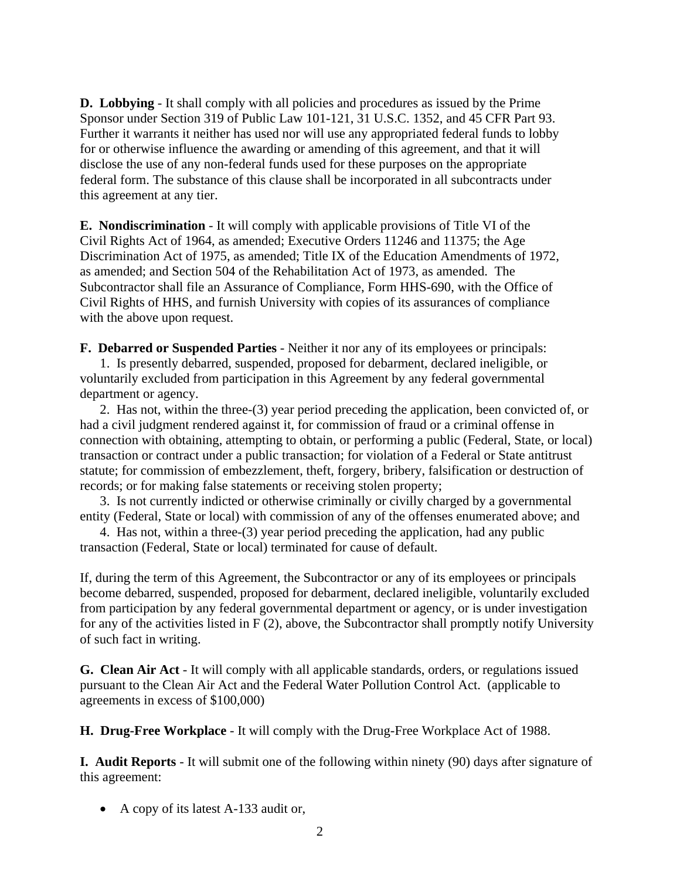**D. Lobbying** - It shall comply with all policies and procedures as issued by the Prime Sponsor under Section 319 of Public Law 101-121, 31 U.S.C. 1352, and 45 CFR Part 93. Further it warrants it neither has used nor will use any appropriated federal funds to lobby for or otherwise influence the awarding or amending of this agreement, and that it will disclose the use of any non-federal funds used for these purposes on the appropriate federal form. The substance of this clause shall be incorporated in all subcontracts under this agreement at any tier.

**E. Nondiscrimination** - It will comply with applicable provisions of Title VI of the Civil Rights Act of 1964, as amended; Executive Orders 11246 and 11375; the Age Discrimination Act of 1975, as amended; Title IX of the Education Amendments of 1972, as amended; and Section 504 of the Rehabilitation Act of 1973, as amended. The Subcontractor shall file an Assurance of Compliance, Form HHS-690, with the Office of Civil Rights of HHS, and furnish University with copies of its assurances of compliance with the above upon request.

**F. Debarred or Suspended Parties** - Neither it nor any of its employees or principals:

1. Is presently debarred, suspended, proposed for debarment, declared ineligible, or voluntarily excluded from participation in this Agreement by any federal governmental department or agency.
2. Has not, within the three-(3) year period preceding the application, been convicted of, or had a civil judgment rendered against it, for commission of fraud or a criminal offense in connection with obtaining, attempting to obtain, or performing a public (Federal, State, or local) transaction or contract under a public transaction; for violation of a Federal or State antitrust statute; for commission of embezzlement, theft, forgery, bribery, falsification or destruction of records; or for making false statements or receiving stolen property;
3. Is not currently indicted or otherwise criminally or civilly charged by a governmental entity (Federal, State or local) with commission of any of the offenses enumerated above; and
4. Has not, within a three-(3) year period preceding the application, had any public transaction (Federal, State or local) terminated for cause of default.

If, during the term of this Agreement, the Subcontractor or any of its employees or principals become debarred, suspended, proposed for debarment, declared ineligible, voluntarily excluded from participation by any federal governmental department or agency, or is under investigation for any of the activities listed in F (2), above, the Subcontractor shall promptly notify University of such fact in writing.

**G. Clean Air Act** - It will comply with all applicable standards, orders, or regulations issued pursuant to the Clean Air Act and the Federal Water Pollution Control Act. (applicable to agreements in excess of $100,000)

**H. Drug-Free Workplace** - It will comply with the Drug-Free Workplace Act of 1988.

**I. Audit Reports** - It will submit one of the following within ninety (90) days after signature of this agreement:

- A copy of its latest A-133 audit or,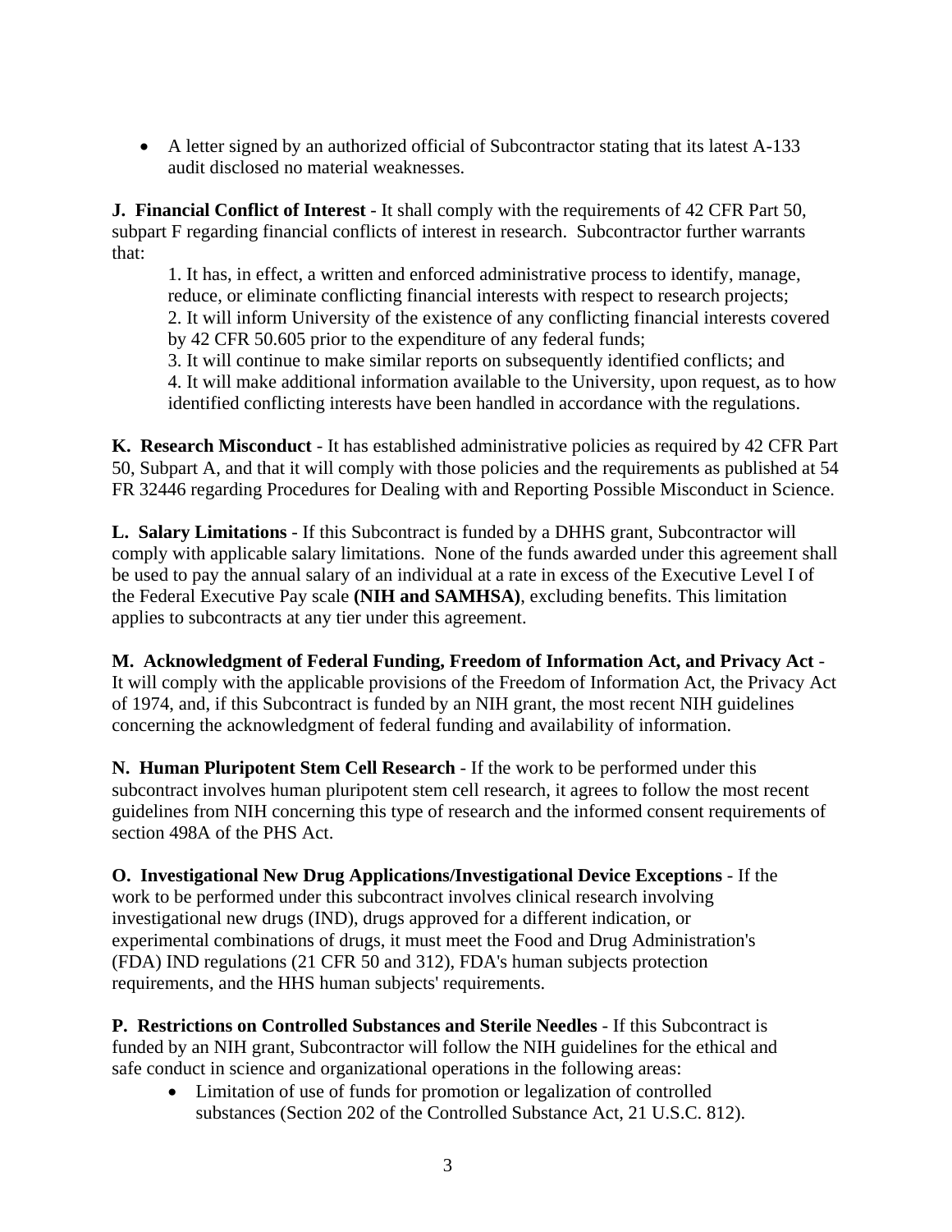- A letter signed by an authorized official of Subcontractor stating that its latest A-133 audit disclosed no material weaknesses.

**J. Financial Conflict of Interest** - It shall comply with the requirements of 42 CFR Part 50, subpart F regarding financial conflicts of interest in research. Subcontractor further warrants that:

1. It has, in effect, a written and enforced administrative process to identify, manage, reduce, or eliminate conflicting financial interests with respect to research projects;
2. It will inform University of the existence of any conflicting financial interests covered by 42 CFR 50.605 prior to the expenditure of any federal funds;
3. It will continue to make similar reports on subsequently identified conflicts; and
4. It will make additional information available to the University, upon request, as to how identified conflicting interests have been handled in accordance with the regulations.

**K. Research Misconduct** - It has established administrative policies as required by 42 CFR Part 50, Subpart A, and that it will comply with those policies and the requirements as published at 54 FR 32446 regarding Procedures for Dealing with and Reporting Possible Misconduct in Science.

**L. Salary Limitations** - If this Subcontract is funded by a DHHS grant, Subcontractor will comply with applicable salary limitations. None of the funds awarded under this agreement shall be used to pay the annual salary of an individual at a rate in excess of the Executive Level I of the Federal Executive Pay scale **(NIH and SAMHSA)**, excluding benefits. This limitation applies to subcontracts at any tier under this agreement.

**M. Acknowledgment of Federal Funding, Freedom of Information Act, and Privacy Act** - It will comply with the applicable provisions of the Freedom of Information Act, the Privacy Act of 1974, and, if this Subcontract is funded by an NIH grant, the most recent NIH guidelines concerning the acknowledgment of federal funding and availability of information.

**N. Human Pluripotent Stem Cell Research** - If the work to be performed under this subcontract involves human pluripotent stem cell research, it agrees to follow the most recent guidelines from NIH concerning this type of research and the informed consent requirements of section 498A of the PHS Act.

**O. Investigational New Drug Applications/Investigational Device Exceptions** - If the work to be performed under this subcontract involves clinical research involving investigational new drugs (IND), drugs approved for a different indication, or experimental combinations of drugs, it must meet the Food and Drug Administration's (FDA) IND regulations (21 CFR 50 and 312), FDA's human subjects protection requirements, and the HHS human subjects' requirements.

**P. Restrictions on Controlled Substances and Sterile Needles** - If this Subcontract is funded by an NIH grant, Subcontractor will follow the NIH guidelines for the ethical and safe conduct in science and organizational operations in the following areas:

- Limitation of use of funds for promotion or legalization of controlled substances (Section 202 of the Controlled Substance Act, 21 U.S.C. 812).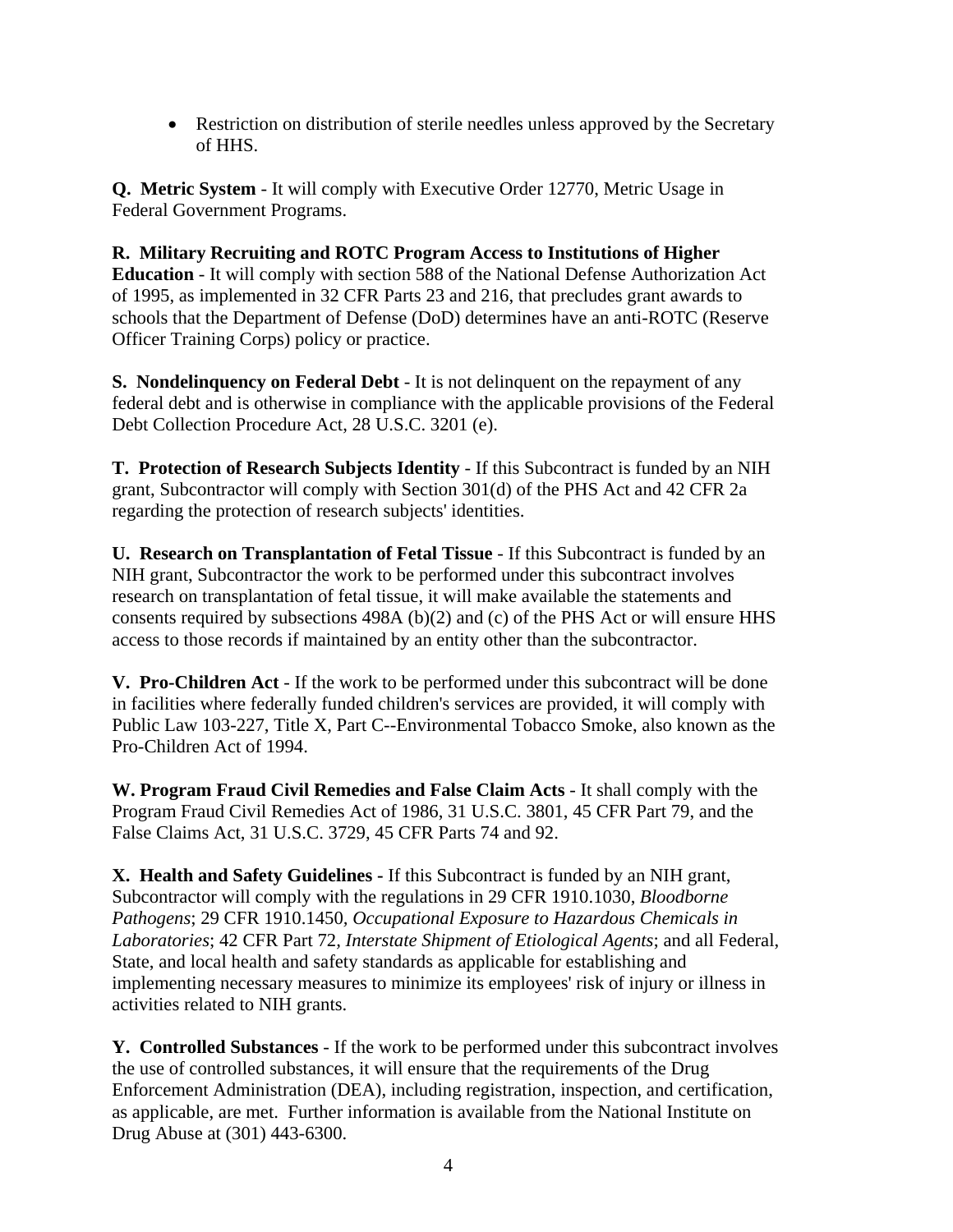- Restriction on distribution of sterile needles unless approved by the Secretary of HHS.

**Q. Metric System** - It will comply with Executive Order 12770, Metric Usage in Federal Government Programs.

**R. Military Recruiting and ROTC Program Access to Institutions of Higher Education** - It will comply with section 588 of the National Defense Authorization Act of 1995, as implemented in 32 CFR Parts 23 and 216, that precludes grant awards to schools that the Department of Defense (DoD) determines have an anti-ROTC (Reserve Officer Training Corps) policy or practice.

**S. Nondelinquency on Federal Debt** - It is not delinquent on the repayment of any federal debt and is otherwise in compliance with the applicable provisions of the Federal Debt Collection Procedure Act, 28 U.S.C. 3201 (e).

**T. Protection of Research Subjects Identity** - If this Subcontract is funded by an NIH grant, Subcontractor will comply with Section 301(d) of the PHS Act and 42 CFR 2a regarding the protection of research subjects' identities.

**U. Research on Transplantation of Fetal Tissue** - If this Subcontract is funded by an NIH grant, Subcontractor the work to be performed under this subcontract involves research on transplantation of fetal tissue, it will make available the statements and consents required by subsections 498A (b)(2) and (c) of the PHS Act or will ensure HHS access to those records if maintained by an entity other than the subcontractor.

**V. Pro-Children Act** - If the work to be performed under this subcontract will be done in facilities where federally funded children's services are provided, it will comply with Public Law 103-227, Title X, Part C--Environmental Tobacco Smoke, also known as the Pro-Children Act of 1994.

**W. Program Fraud Civil Remedies and False Claim Acts** - It shall comply with the Program Fraud Civil Remedies Act of 1986, 31 U.S.C. 3801, 45 CFR Part 79, and the False Claims Act, 31 U.S.C. 3729, 45 CFR Parts 74 and 92.

**X. Health and Safety Guidelines -** If this Subcontract is funded by an NIH grant, Subcontractor will comply with the regulations in 29 CFR 1910.1030, *Bloodborne Pathogens*; 29 CFR 1910.1450, *Occupational Exposure to Hazardous Chemicals in Laboratories*; 42 CFR Part 72, *Interstate Shipment of Etiological Agents*; and all Federal, State, and local health and safety standards as applicable for establishing and implementing necessary measures to minimize its employees' risk of injury or illness in activities related to NIH grants.

**Y. Controlled Substances** - If the work to be performed under this subcontract involves the use of controlled substances, it will ensure that the requirements of the Drug Enforcement Administration (DEA), including registration, inspection, and certification, as applicable, are met. Further information is available from the National Institute on Drug Abuse at (301) 443-6300.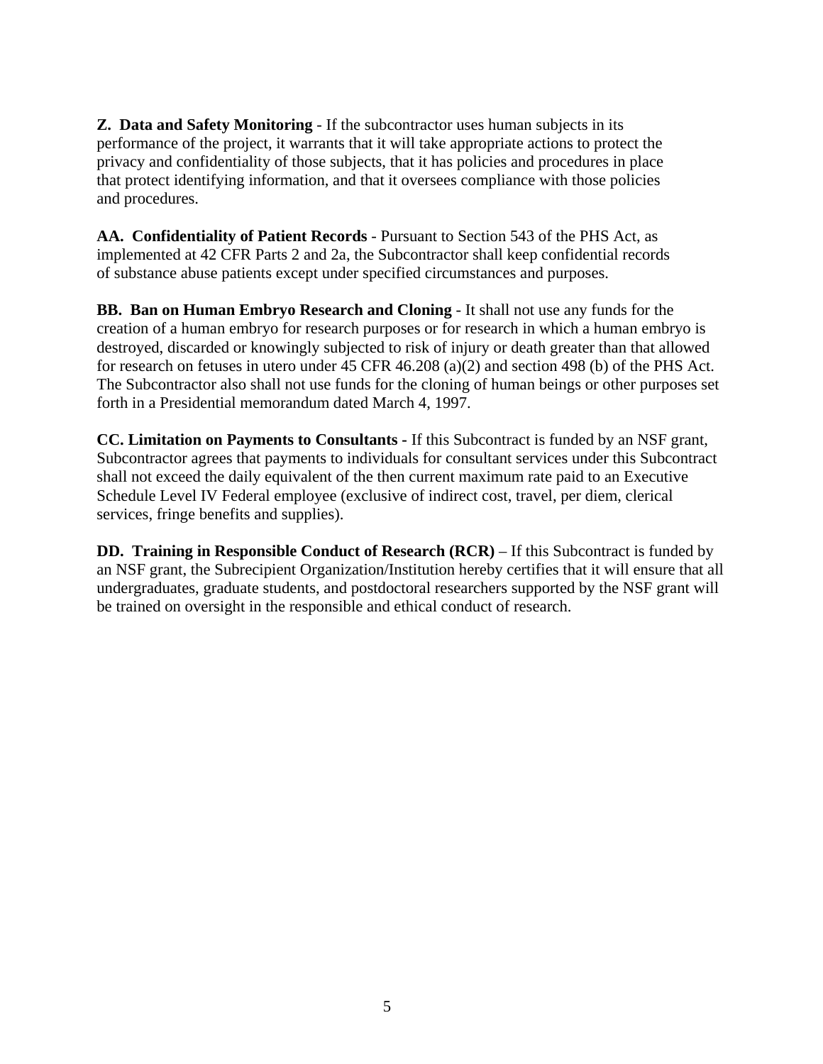**Z. Data and Safety Monitoring** - If the subcontractor uses human subjects in its performance of the project, it warrants that it will take appropriate actions to protect the privacy and confidentiality of those subjects, that it has policies and procedures in place that protect identifying information, and that it oversees compliance with those policies and procedures.

**AA. Confidentiality of Patient Records** - Pursuant to Section 543 of the PHS Act, as implemented at 42 CFR Parts 2 and 2a, the Subcontractor shall keep confidential records of substance abuse patients except under specified circumstances and purposes.

**BB. Ban on Human Embryo Research and Cloning** - It shall not use any funds for the creation of a human embryo for research purposes or for research in which a human embryo is destroyed, discarded or knowingly subjected to risk of injury or death greater than that allowed for research on fetuses in utero under 45 CFR 46.208 (a)(2) and section 498 (b) of the PHS Act. The Subcontractor also shall not use funds for the cloning of human beings or other purposes set forth in a Presidential memorandum dated March 4, 1997.

**CC. Limitation on Payments to Consultants -** If this Subcontract is funded by an NSF grant, Subcontractor agrees that payments to individuals for consultant services under this Subcontract shall not exceed the daily equivalent of the then current maximum rate paid to an Executive Schedule Level IV Federal employee (exclusive of indirect cost, travel, per diem, clerical services, fringe benefits and supplies).

**DD. Training in Responsible Conduct of Research (RCR)** – If this Subcontract is funded by an NSF grant, the Subrecipient Organization/Institution hereby certifies that it will ensure that all undergraduates, graduate students, and postdoctoral researchers supported by the NSF grant will be trained on oversight in the responsible and ethical conduct of research.